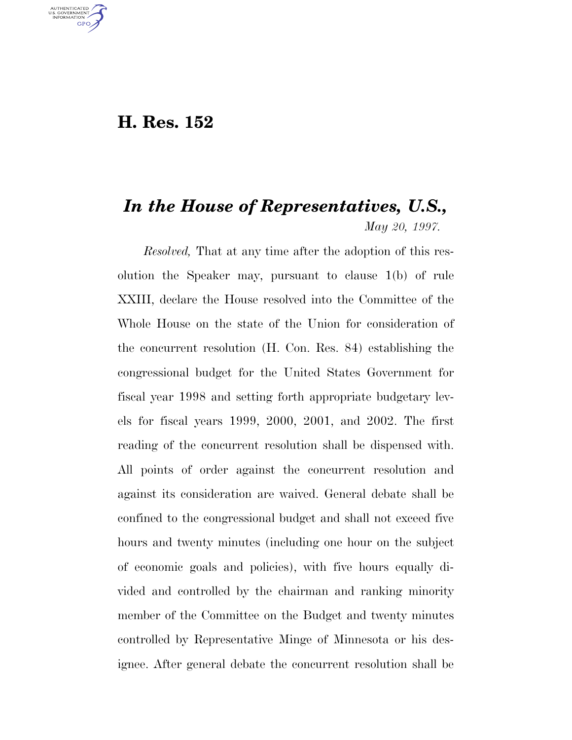# H. Res. 152

## *In the House of Representatives, U.S.,*

*May 20, 1997.*

*Resolved,* That at any time after the adoption of this resolution the Speaker may, pursuant to clause 1(b) of rule XXIII, declare the House resolved into the Committee of the Whole House on the state of the Union for consideration of the concurrent resolution (H. Con. Res. 84) establishing the congressional budget for the United States Government for fiscal year 1998 and setting forth appropriate budgetary levels for fiscal years 1999, 2000, 2001, and 2002. The first reading of the concurrent resolution shall be dispensed with. All points of order against the concurrent resolution and against its consideration are waived. General debate shall be confined to the congressional budget and shall not exceed five hours and twenty minutes (including one hour on the subject of economic goals and policies), with five hours equally divided and controlled by the chairman and ranking minority member of the Committee on the Budget and twenty minutes controlled by Representative Minge of Minnesota or his designee. After general debate the concurrent resolution shall be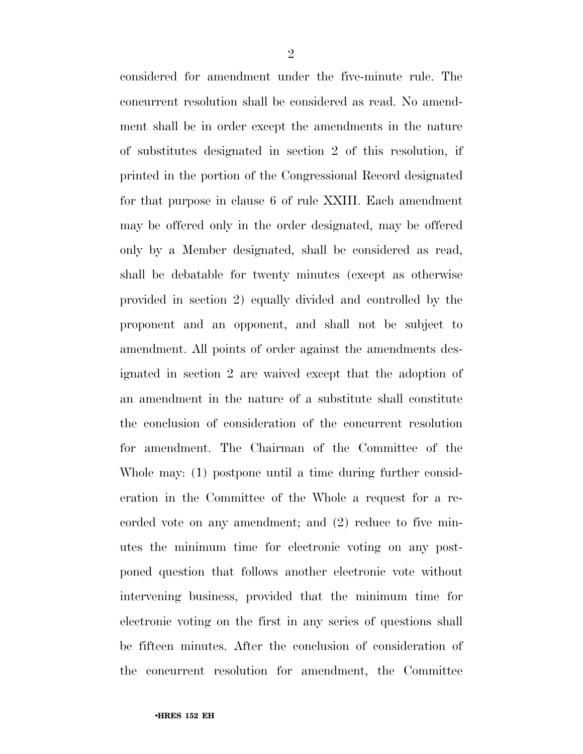considered for amendment under the five-minute rule. The concurrent resolution shall be considered as read. No amendment shall be in order except the amendments in the nature of substitutes designated in section 2 of this resolution, if printed in the portion of the Congressional Record designated for that purpose in clause 6 of rule XXIII. Each amendment may be offered only in the order designated, may be offered only by a Member designated, shall be considered as read, shall be debatable for twenty minutes (except as otherwise provided in section 2) equally divided and controlled by the proponent and an opponent, and shall not be subject to amendment. All points of order against the amendments designated in section 2 are waived except that the adoption of an amendment in the nature of a substitute shall constitute the conclusion of consideration of the concurrent resolution for amendment. The Chairman of the Committee of the Whole may: (1) postpone until a time during further consideration in the Committee of the Whole a request for a recorded vote on any amendment; and (2) reduce to five minutes the minimum time for electronic voting on any postponed question that follows another electronic vote without intervening business, provided that the minimum time for electronic voting on the first in any series of questions shall be fifteen minutes. After the conclusion of consideration of the concurrent resolution for amendment, the Committee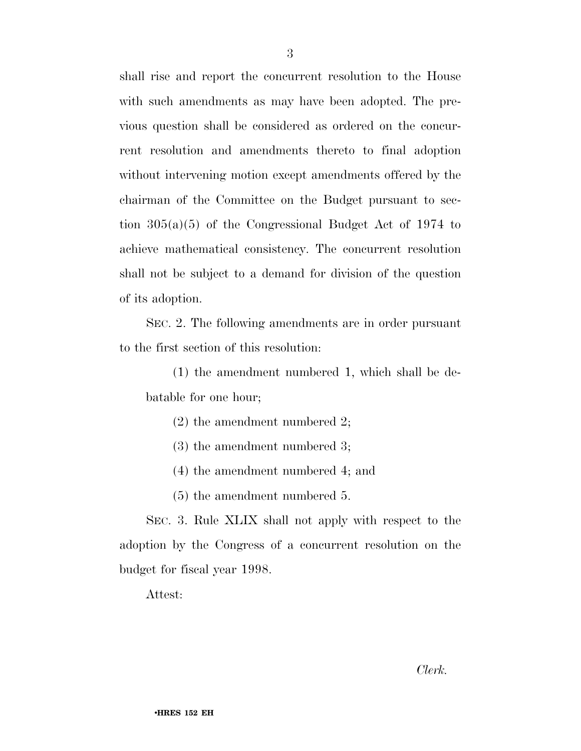shall rise and report the concurrent resolution to the House with such amendments as may have been adopted. The previous question shall be considered as ordered on the concurrent resolution and amendments thereto to final adoption without intervening motion except amendments offered by the chairman of the Committee on the Budget pursuant to section 305(a)(5) of the Congressional Budget Act of 1974 to achieve mathematical consistency. The concurrent resolution shall not be subject to a demand for division of the question of its adoption.

SEC. 2. The following amendments are in order pursuant to the first section of this resolution:

(1) the amendment numbered 1, which shall be debatable for one hour;

(2) the amendment numbered 2;

(3) the amendment numbered 3;

(4) the amendment numbered 4; and

(5) the amendment numbered 5.

SEC. 3. Rule XLIX shall not apply with respect to the adoption by the Congress of a concurrent resolution on the budget for fiscal year 1998.

Attest:

*Clerk.*